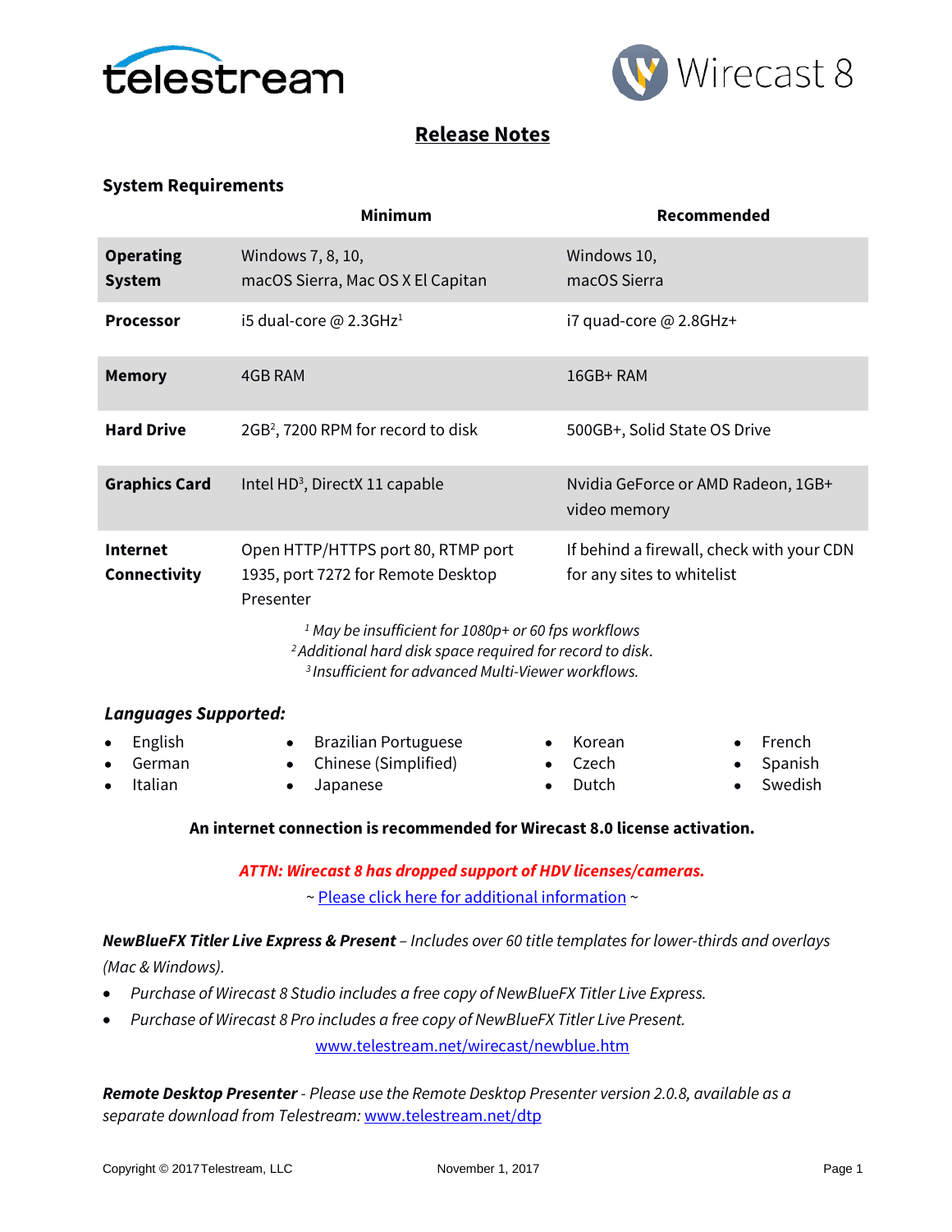# Release Notes

### System Requirements

| | Minimum | Recommended |
|---|---|---|
| **Operating System** | Windows 7, 8, 10, macOS Sierra, Mac OS X El Capitan | Windows 10, macOS Sierra |
| **Processor** | i5 dual-core @ 2.3GHz[1] | i7 quad-core @ 2.8GHz+ |
| **Memory** | 4GB RAM | 16GB+ RAM |
| **Hard Drive** | 2GB[2], 7200 RPM for record to disk | 500GB+, Solid State OS Drive |
| **Graphics Card** | Intel HD[3], DirectX 11 capable | Nvidia GeForce or AMD Radeon, 1GB+ video memory |
| **Internet Connectivity** | Open HTTP/HTTPS port 80, RTMP port 1935, port 7272 for Remote Desktop Presenter | If behind a firewall, check with your CDN for any sites to whitelist |

*[1] May be insufficient for 1080p+ or 60 fps workflows*
*[2] Additional hard disk space required for record to disk.*
*[3] Insufficient for advanced Multi-Viewer workflows.*

### *Languages Supported:*

- English
- German
- Italian
- Brazilian Portuguese
- Chinese (Simplified)
- Japanese
- Korean
- Czech
- Dutch
- French
- Spanish
- Swedish

**An internet connection is recommended for Wirecast 8.0 license activation.**

***ATTN: Wirecast 8 has dropped support of HDV licenses/cameras.***

~ Please click here for additional information ~

***NewBlueFX Titler Live Express & Present*** *– Includes over 60 title templates for lower-thirds and overlays (Mac & Windows).*

- *Purchase of Wirecast 8 Studio includes a free copy of NewBlueFX Titler Live Express.*
- *Purchase of Wirecast 8 Pro includes a free copy of NewBlueFX Titler Live Present.*

www.telestream.net/wirecast/newblue.htm

***Remote Desktop Presenter*** *- Please use the Remote Desktop Presenter version 2.0.8, available as a separate download from Telestream:* www.telestream.net/dtp

Copyright © 2017 Telestream, LLC — November 1, 2017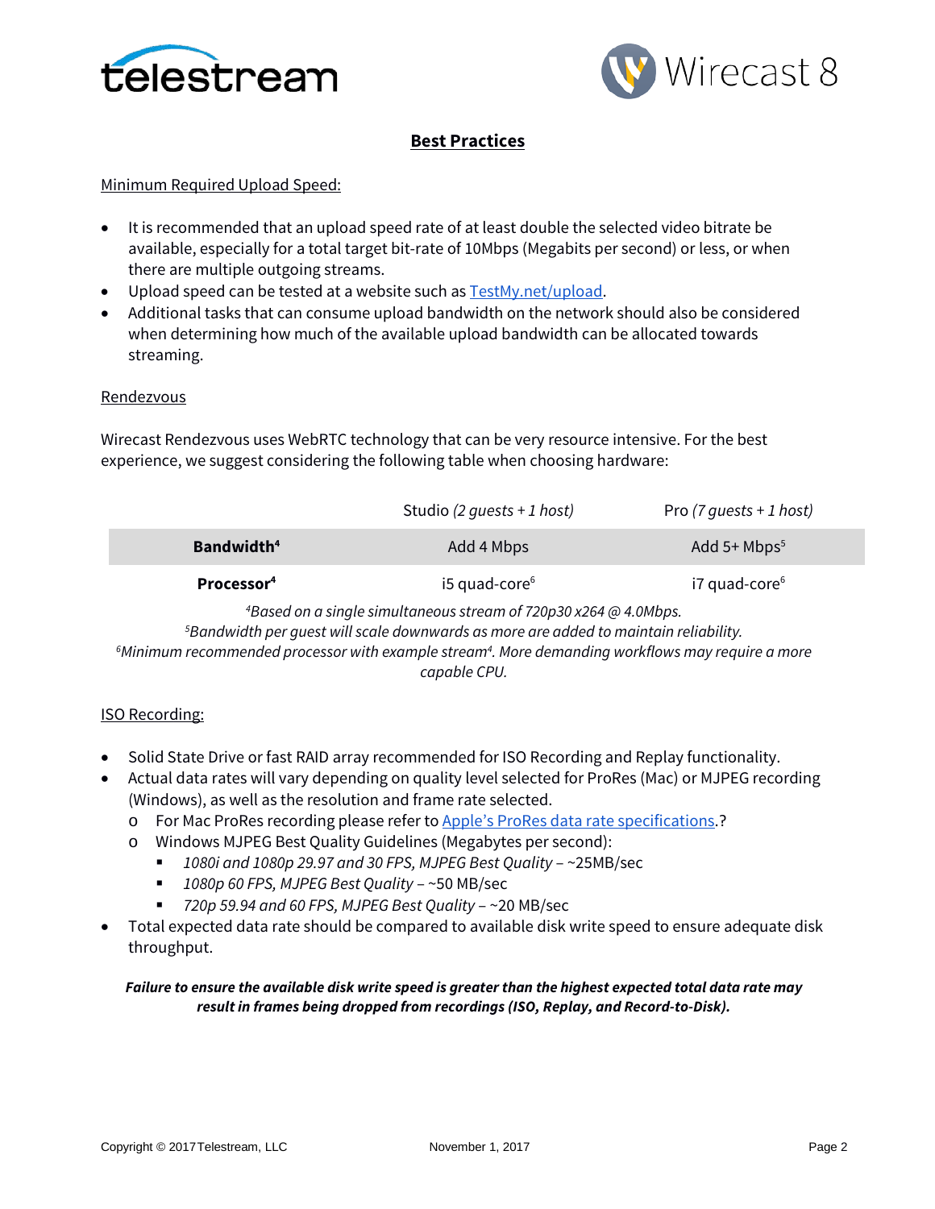# Best Practices

## Minimum Required Upload Speed:

- It is recommended that an upload speed rate of at least double the selected video bitrate be available, especially for a total target bit-rate of 10Mbps (Megabits per second) or less, or when there are multiple outgoing streams.
- Upload speed can be tested at a website such as [TestMy.net/upload](TestMy.net/upload).
- Additional tasks that can consume upload bandwidth on the network should also be considered when determining how much of the available upload bandwidth can be allocated towards streaming.

## Rendezvous

Wirecast Rendezvous uses WebRTC technology that can be very resource intensive. For the best experience, we suggest considering the following table when choosing hardware:

| | Studio *(2 guests + 1 host)* | Pro *(7 guests + 1 host)* |
|---|---|---|
| **Bandwidth[4]** | Add 4 Mbps | Add 5+ Mbps[5] |
| **Processor[4]** | i5 quad-core[6] | i7 quad-core[6] |

*[4]Based on a single simultaneous stream of 720p30 x264 @ 4.0Mbps.*
*[5]Bandwidth per guest will scale downwards as more are added to maintain reliability.*
*[6]Minimum recommended processor with example stream[4]. More demanding workflows may require a more capable CPU.*

## ISO Recording:

- Solid State Drive or fast RAID array recommended for ISO Recording and Replay functionality.
- Actual data rates will vary depending on quality level selected for ProRes (Mac) or MJPEG recording (Windows), as well as the resolution and frame rate selected.
  - For Mac ProRes recording please refer to [Apple's ProRes data rate specifications](Apple's ProRes data rate specifications).?
  - Windows MJPEG Best Quality Guidelines (Megabytes per second):
    - *1080i and 1080p 29.97 and 30 FPS, MJPEG Best Quality* – ~25MB/sec
    - *1080p 60 FPS, MJPEG Best Quality* – ~50 MB/sec
    - *720p 59.94 and 60 FPS, MJPEG Best Quality* – ~20 MB/sec
- Total expected data rate should be compared to available disk write speed to ensure adequate disk throughput.

***Failure to ensure the available disk write speed is greater than the highest expected total data rate may result in frames being dropped from recordings (ISO, Replay, and Record-to-Disk).***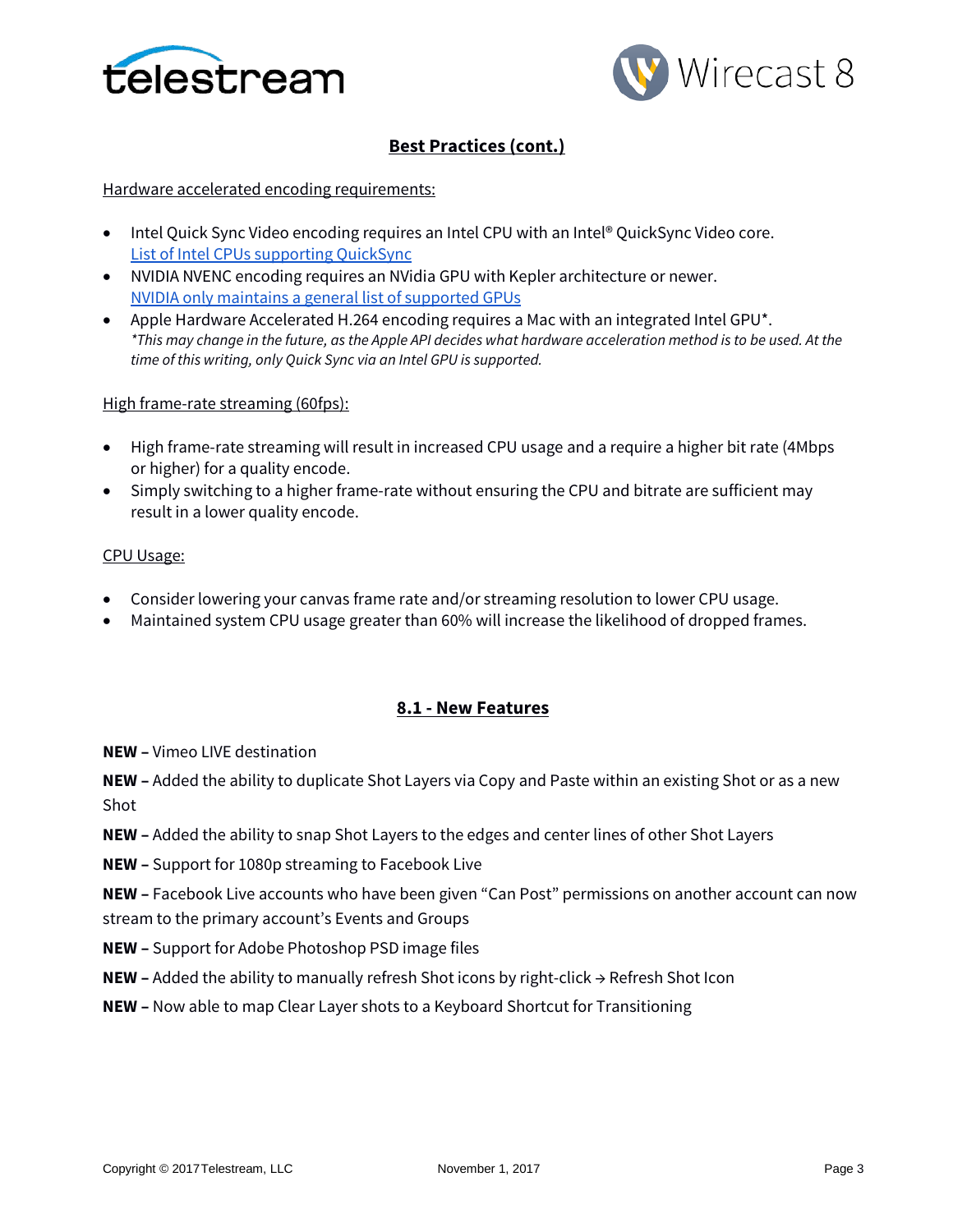## Best Practices (cont.)

Hardware accelerated encoding requirements:

- Intel Quick Sync Video encoding requires an Intel CPU with an Intel® QuickSync Video core. [List of Intel CPUs supporting QuickSync]
- NVIDIA NVENC encoding requires an NVidia GPU with Kepler architecture or newer. [NVIDIA only maintains a general list of supported GPUs]
- Apple Hardware Accelerated H.264 encoding requires a Mac with an integrated Intel GPU*.
  *\*This may change in the future, as the Apple API decides what hardware acceleration method is to be used. At the time of this writing, only Quick Sync via an Intel GPU is supported.*

High frame-rate streaming (60fps):

- High frame-rate streaming will result in increased CPU usage and a require a higher bit rate (4Mbps or higher) for a quality encode.
- Simply switching to a higher frame-rate without ensuring the CPU and bitrate are sufficient may result in a lower quality encode.

CPU Usage:

- Consider lowering your canvas frame rate and/or streaming resolution to lower CPU usage.
- Maintained system CPU usage greater than 60% will increase the likelihood of dropped frames.

## 8.1 - New Features

**NEW –** Vimeo LIVE destination

**NEW –** Added the ability to duplicate Shot Layers via Copy and Paste within an existing Shot or as a new Shot

**NEW –** Added the ability to snap Shot Layers to the edges and center lines of other Shot Layers

**NEW –** Support for 1080p streaming to Facebook Live

**NEW –** Facebook Live accounts who have been given "Can Post" permissions on another account can now stream to the primary account's Events and Groups

**NEW –** Support for Adobe Photoshop PSD image files

**NEW –** Added the ability to manually refresh Shot icons by right-click → Refresh Shot Icon

**NEW –** Now able to map Clear Layer shots to a Keyboard Shortcut for Transitioning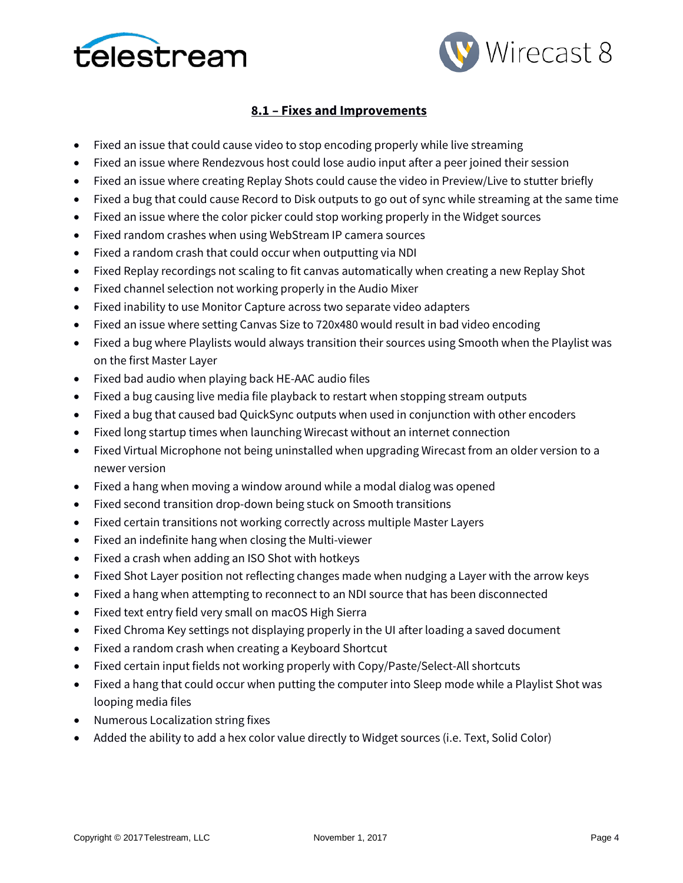## 8.1 – Fixes and Improvements

- Fixed an issue that could cause video to stop encoding properly while live streaming
- Fixed an issue where Rendezvous host could lose audio input after a peer joined their session
- Fixed an issue where creating Replay Shots could cause the video in Preview/Live to stutter briefly
- Fixed a bug that could cause Record to Disk outputs to go out of sync while streaming at the same time
- Fixed an issue where the color picker could stop working properly in the Widget sources
- Fixed random crashes when using WebStream IP camera sources
- Fixed a random crash that could occur when outputting via NDI
- Fixed Replay recordings not scaling to fit canvas automatically when creating a new Replay Shot
- Fixed channel selection not working properly in the Audio Mixer
- Fixed inability to use Monitor Capture across two separate video adapters
- Fixed an issue where setting Canvas Size to 720x480 would result in bad video encoding
- Fixed a bug where Playlists would always transition their sources using Smooth when the Playlist was on the first Master Layer
- Fixed bad audio when playing back HE-AAC audio files
- Fixed a bug causing live media file playback to restart when stopping stream outputs
- Fixed a bug that caused bad QuickSync outputs when used in conjunction with other encoders
- Fixed long startup times when launching Wirecast without an internet connection
- Fixed Virtual Microphone not being uninstalled when upgrading Wirecast from an older version to a newer version
- Fixed a hang when moving a window around while a modal dialog was opened
- Fixed second transition drop-down being stuck on Smooth transitions
- Fixed certain transitions not working correctly across multiple Master Layers
- Fixed an indefinite hang when closing the Multi-viewer
- Fixed a crash when adding an ISO Shot with hotkeys
- Fixed Shot Layer position not reflecting changes made when nudging a Layer with the arrow keys
- Fixed a hang when attempting to reconnect to an NDI source that has been disconnected
- Fixed text entry field very small on macOS High Sierra
- Fixed Chroma Key settings not displaying properly in the UI after loading a saved document
- Fixed a random crash when creating a Keyboard Shortcut
- Fixed certain input fields not working properly with Copy/Paste/Select-All shortcuts
- Fixed a hang that could occur when putting the computer into Sleep mode while a Playlist Shot was looping media files
- Numerous Localization string fixes
- Added the ability to add a hex color value directly to Widget sources (i.e. Text, Solid Color)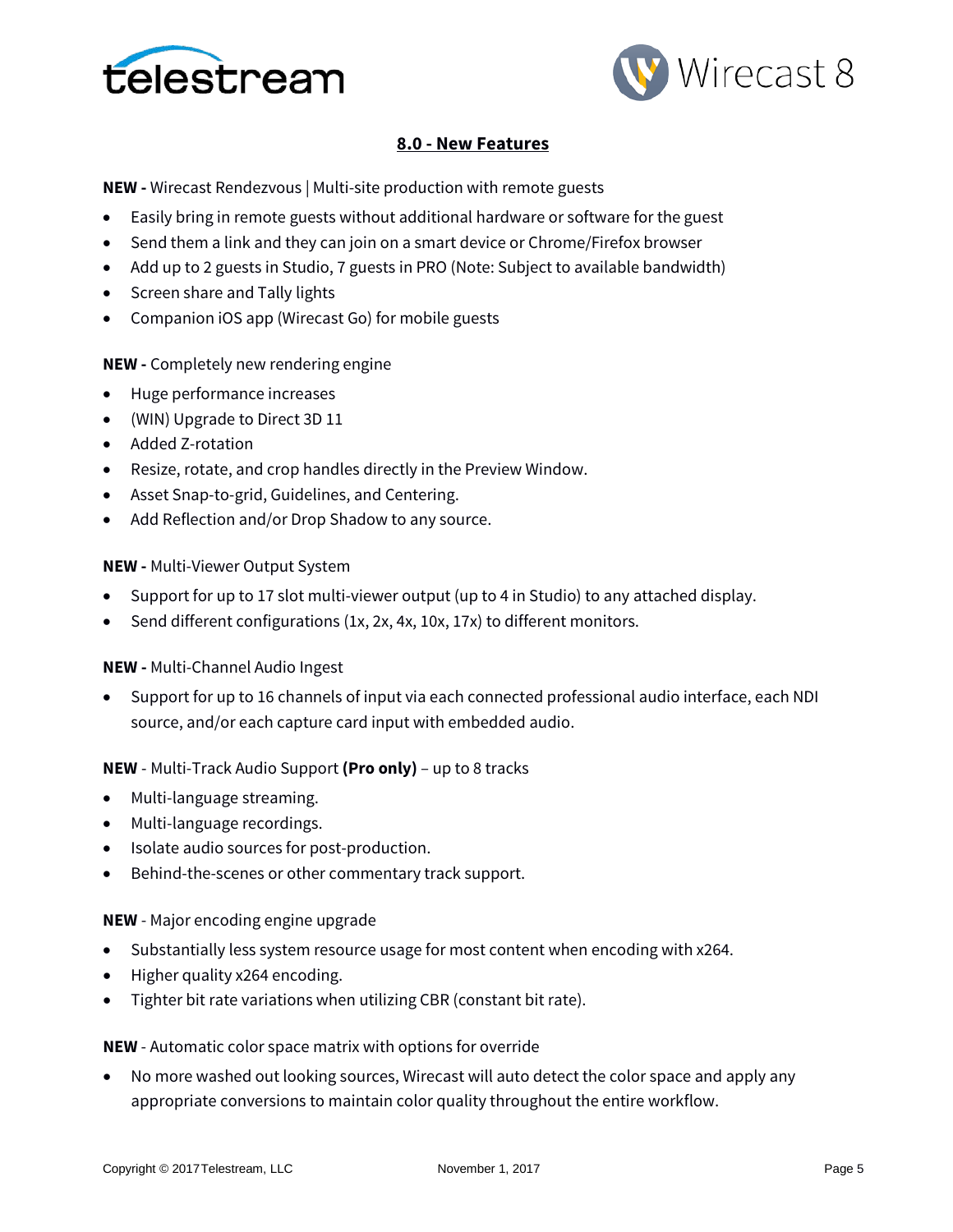## 8.0 - New Features

**NEW -** Wirecast Rendezvous | Multi-site production with remote guests

- Easily bring in remote guests without additional hardware or software for the guest
- Send them a link and they can join on a smart device or Chrome/Firefox browser
- Add up to 2 guests in Studio, 7 guests in PRO (Note: Subject to available bandwidth)
- Screen share and Tally lights
- Companion iOS app (Wirecast Go) for mobile guests

**NEW -** Completely new rendering engine

- Huge performance increases
- (WIN) Upgrade to Direct 3D 11
- Added Z-rotation
- Resize, rotate, and crop handles directly in the Preview Window.
- Asset Snap-to-grid, Guidelines, and Centering.
- Add Reflection and/or Drop Shadow to any source.

**NEW -** Multi-Viewer Output System

- Support for up to 17 slot multi-viewer output (up to 4 in Studio) to any attached display.
- Send different configurations (1x, 2x, 4x, 10x, 17x) to different monitors.

**NEW -** Multi-Channel Audio Ingest

- Support for up to 16 channels of input via each connected professional audio interface, each NDI source, and/or each capture card input with embedded audio.

**NEW** - Multi-Track Audio Support **(Pro only)** – up to 8 tracks

- Multi-language streaming.
- Multi-language recordings.
- Isolate audio sources for post-production.
- Behind-the-scenes or other commentary track support.

**NEW** - Major encoding engine upgrade

- Substantially less system resource usage for most content when encoding with x264.
- Higher quality x264 encoding.
- Tighter bit rate variations when utilizing CBR (constant bit rate).

**NEW** - Automatic color space matrix with options for override

- No more washed out looking sources, Wirecast will auto detect the color space and apply any appropriate conversions to maintain color quality throughout the entire workflow.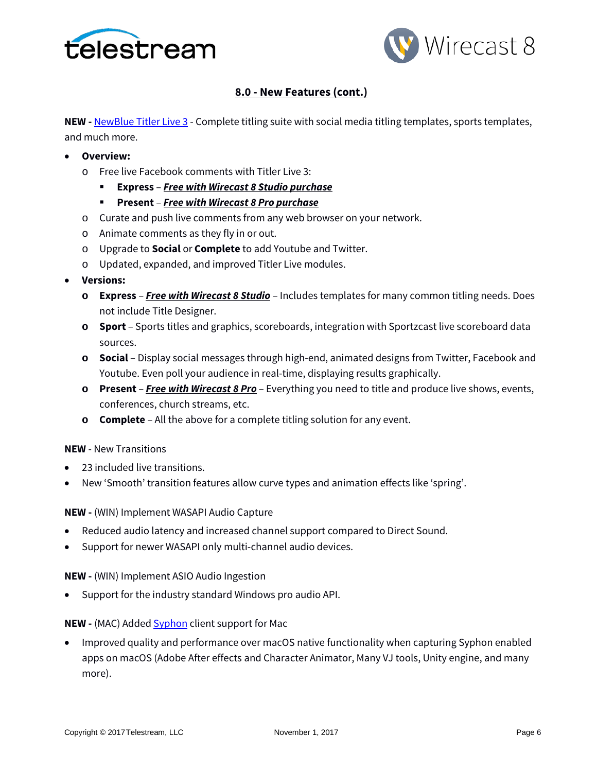## 8.0 - New Features (cont.)

**NEW -** NewBlue Titler Live 3 - Complete titling suite with social media titling templates, sports templates, and much more.

- **Overview:**
  - Free live Facebook comments with Titler Live 3:
    - **Express** – ***Free with Wirecast 8 Studio purchase***
    - **Present** – ***Free with Wirecast 8 Pro purchase***
  - Curate and push live comments from any web browser on your network.
  - Animate comments as they fly in or out.
  - Upgrade to **Social** or **Complete** to add Youtube and Twitter.
  - Updated, expanded, and improved Titler Live modules.
- **Versions:**
  - **Express** – ***Free with Wirecast 8 Studio*** – Includes templates for many common titling needs. Does not include Title Designer.
  - **Sport** – Sports titles and graphics, scoreboards, integration with Sportzcast live scoreboard data sources.
  - **Social** – Display social messages through high-end, animated designs from Twitter, Facebook and Youtube. Even poll your audience in real-time, displaying results graphically.
  - **Present** – ***Free with Wirecast 8 Pro*** – Everything you need to title and produce live shows, events, conferences, church streams, etc.
  - **Complete** – All the above for a complete titling solution for any event.

**NEW** - New Transitions

- 23 included live transitions.
- New 'Smooth' transition features allow curve types and animation effects like 'spring'.

**NEW -** (WIN) Implement WASAPI Audio Capture

- Reduced audio latency and increased channel support compared to Direct Sound.
- Support for newer WASAPI only multi-channel audio devices.

**NEW -** (WIN) Implement ASIO Audio Ingestion

- Support for the industry standard Windows pro audio API.

**NEW -** (MAC) Added Syphon client support for Mac

- Improved quality and performance over macOS native functionality when capturing Syphon enabled apps on macOS (Adobe After effects and Character Animator, Many VJ tools, Unity engine, and many more).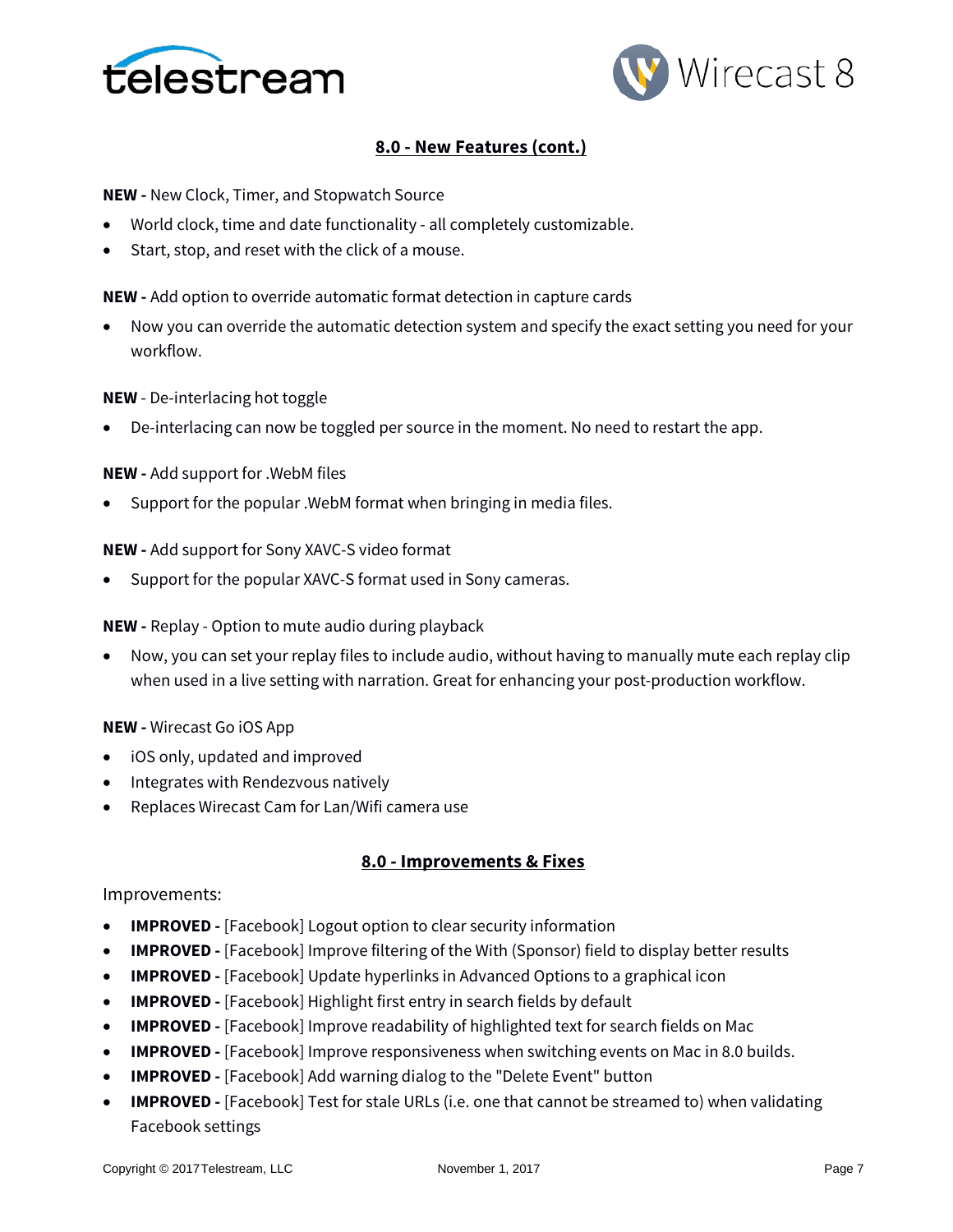## 8.0 - New Features (cont.)

**NEW -** New Clock, Timer, and Stopwatch Source

- World clock, time and date functionality - all completely customizable.
- Start, stop, and reset with the click of a mouse.

**NEW -** Add option to override automatic format detection in capture cards

- Now you can override the automatic detection system and specify the exact setting you need for your workflow.

**NEW** - De-interlacing hot toggle

- De-interlacing can now be toggled per source in the moment. No need to restart the app.

**NEW -** Add support for .WebM files

- Support for the popular .WebM format when bringing in media files.

**NEW -** Add support for Sony XAVC-S video format

- Support for the popular XAVC-S format used in Sony cameras.

**NEW -** Replay - Option to mute audio during playback

- Now, you can set your replay files to include audio, without having to manually mute each replay clip when used in a live setting with narration. Great for enhancing your post-production workflow.

**NEW -** Wirecast Go iOS App

- iOS only, updated and improved
- Integrates with Rendezvous natively
- Replaces Wirecast Cam for Lan/Wifi camera use

## 8.0 - Improvements & Fixes

Improvements:

- **IMPROVED -** [Facebook] Logout option to clear security information
- **IMPROVED -** [Facebook] Improve filtering of the With (Sponsor) field to display better results
- **IMPROVED -** [Facebook] Update hyperlinks in Advanced Options to a graphical icon
- **IMPROVED -** [Facebook] Highlight first entry in search fields by default
- **IMPROVED -** [Facebook] Improve readability of highlighted text for search fields on Mac
- **IMPROVED -** [Facebook] Improve responsiveness when switching events on Mac in 8.0 builds.
- **IMPROVED -** [Facebook] Add warning dialog to the "Delete Event" button
- **IMPROVED -** [Facebook] Test for stale URLs (i.e. one that cannot be streamed to) when validating Facebook settings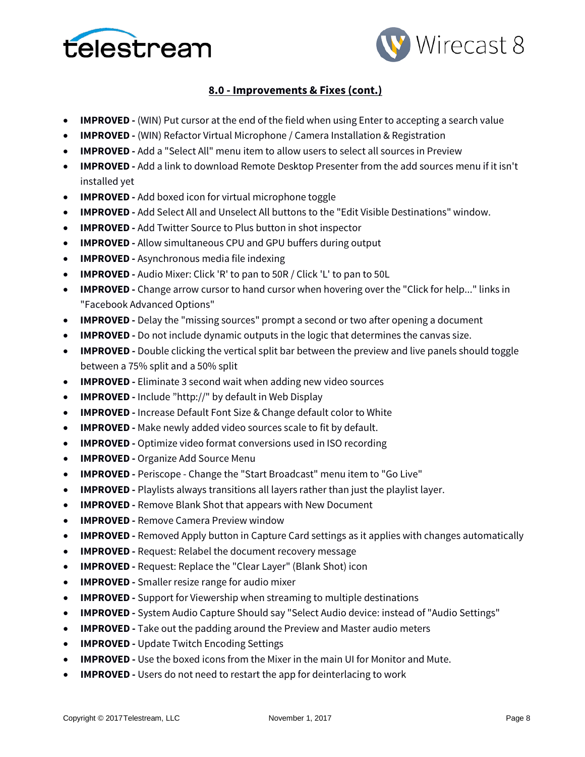## 8.0 - Improvements & Fixes (cont.)

- **IMPROVED -** (WIN) Put cursor at the end of the field when using Enter to accepting a search value
- **IMPROVED -** (WIN) Refactor Virtual Microphone / Camera Installation & Registration
- **IMPROVED -** Add a "Select All" menu item to allow users to select all sources in Preview
- **IMPROVED -** Add a link to download Remote Desktop Presenter from the add sources menu if it isn't installed yet
- **IMPROVED -** Add boxed icon for virtual microphone toggle
- **IMPROVED -** Add Select All and Unselect All buttons to the "Edit Visible Destinations" window.
- **IMPROVED -** Add Twitter Source to Plus button in shot inspector
- **IMPROVED -** Allow simultaneous CPU and GPU buffers during output
- **IMPROVED -** Asynchronous media file indexing
- **IMPROVED -** Audio Mixer: Click 'R' to pan to 50R / Click 'L' to pan to 50L
- **IMPROVED -** Change arrow cursor to hand cursor when hovering over the "Click for help..." links in "Facebook Advanced Options"
- **IMPROVED -** Delay the "missing sources" prompt a second or two after opening a document
- **IMPROVED -** Do not include dynamic outputs in the logic that determines the canvas size.
- **IMPROVED -** Double clicking the vertical split bar between the preview and live panels should toggle between a 75% split and a 50% split
- **IMPROVED -** Eliminate 3 second wait when adding new video sources
- **IMPROVED -** Include "http://" by default in Web Display
- **IMPROVED -** Increase Default Font Size & Change default color to White
- **IMPROVED -** Make newly added video sources scale to fit by default.
- **IMPROVED -** Optimize video format conversions used in ISO recording
- **IMPROVED -** Organize Add Source Menu
- **IMPROVED -** Periscope - Change the "Start Broadcast" menu item to "Go Live"
- **IMPROVED -** Playlists always transitions all layers rather than just the playlist layer.
- **IMPROVED -** Remove Blank Shot that appears with New Document
- **IMPROVED -** Remove Camera Preview window
- **IMPROVED -** Removed Apply button in Capture Card settings as it applies with changes automatically
- **IMPROVED -** Request: Relabel the document recovery message
- **IMPROVED -** Request: Replace the "Clear Layer" (Blank Shot) icon
- **IMPROVED -** Smaller resize range for audio mixer
- **IMPROVED -** Support for Viewership when streaming to multiple destinations
- **IMPROVED -** System Audio Capture Should say "Select Audio device: instead of "Audio Settings"
- **IMPROVED -** Take out the padding around the Preview and Master audio meters
- **IMPROVED -** Update Twitch Encoding Settings
- **IMPROVED -** Use the boxed icons from the Mixer in the main UI for Monitor and Mute.
- **IMPROVED -** Users do not need to restart the app for deinterlacing to work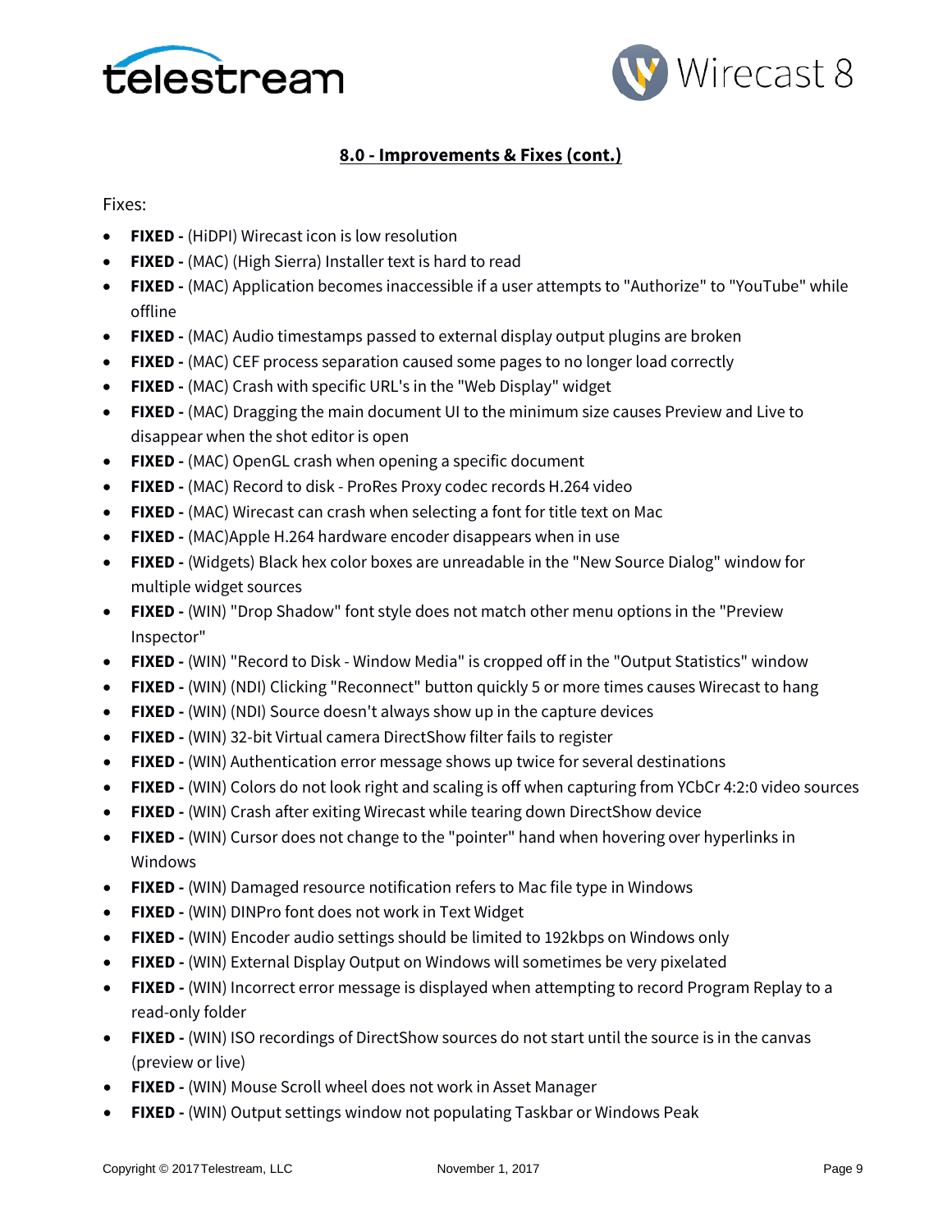## 8.0 - Improvements & Fixes (cont.)

Fixes:

- **FIXED -** (HiDPI) Wirecast icon is low resolution
- **FIXED -** (MAC) (High Sierra) Installer text is hard to read
- **FIXED -** (MAC) Application becomes inaccessible if a user attempts to "Authorize" to "YouTube" while offline
- **FIXED -** (MAC) Audio timestamps passed to external display output plugins are broken
- **FIXED -** (MAC) CEF process separation caused some pages to no longer load correctly
- **FIXED -** (MAC) Crash with specific URL's in the "Web Display" widget
- **FIXED -** (MAC) Dragging the main document UI to the minimum size causes Preview and Live to disappear when the shot editor is open
- **FIXED -** (MAC) OpenGL crash when opening a specific document
- **FIXED -** (MAC) Record to disk - ProRes Proxy codec records H.264 video
- **FIXED -** (MAC) Wirecast can crash when selecting a font for title text on Mac
- **FIXED -** (MAC)Apple H.264 hardware encoder disappears when in use
- **FIXED -** (Widgets) Black hex color boxes are unreadable in the "New Source Dialog" window for multiple widget sources
- **FIXED -** (WIN) "Drop Shadow" font style does not match other menu options in the "Preview Inspector"
- **FIXED -** (WIN) "Record to Disk - Window Media" is cropped off in the "Output Statistics" window
- **FIXED -** (WIN) (NDI) Clicking "Reconnect" button quickly 5 or more times causes Wirecast to hang
- **FIXED -** (WIN) (NDI) Source doesn't always show up in the capture devices
- **FIXED -** (WIN) 32-bit Virtual camera DirectShow filter fails to register
- **FIXED -** (WIN) Authentication error message shows up twice for several destinations
- **FIXED -** (WIN) Colors do not look right and scaling is off when capturing from YCbCr 4:2:0 video sources
- **FIXED -** (WIN) Crash after exiting Wirecast while tearing down DirectShow device
- **FIXED -** (WIN) Cursor does not change to the "pointer" hand when hovering over hyperlinks in Windows
- **FIXED -** (WIN) Damaged resource notification refers to Mac file type in Windows
- **FIXED -** (WIN) DINPro font does not work in Text Widget
- **FIXED -** (WIN) Encoder audio settings should be limited to 192kbps on Windows only
- **FIXED -** (WIN) External Display Output on Windows will sometimes be very pixelated
- **FIXED -** (WIN) Incorrect error message is displayed when attempting to record Program Replay to a read-only folder
- **FIXED -** (WIN) ISO recordings of DirectShow sources do not start until the source is in the canvas (preview or live)
- **FIXED -** (WIN) Mouse Scroll wheel does not work in Asset Manager
- **FIXED -** (WIN) Output settings window not populating Taskbar or Windows Peak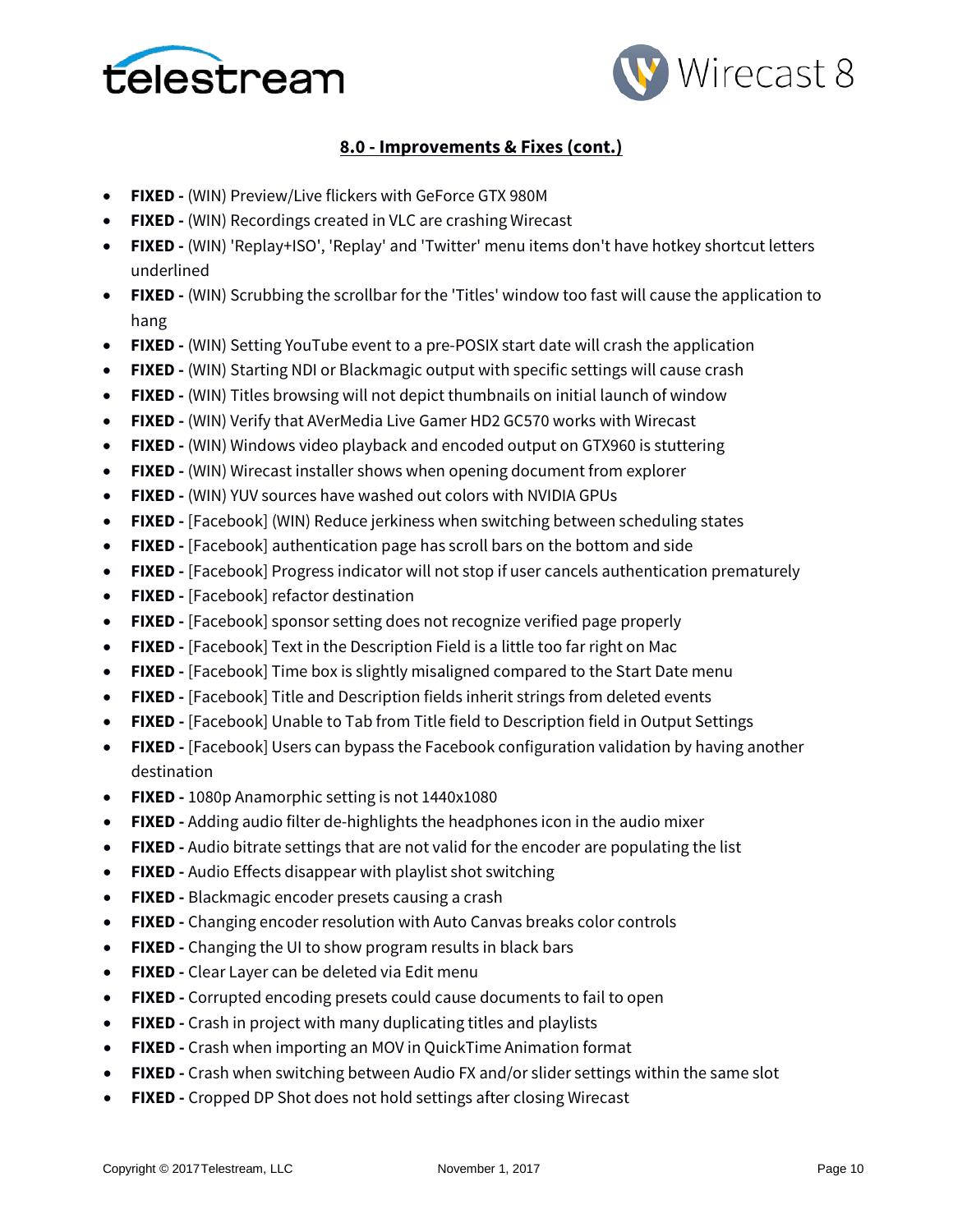## 8.0 - Improvements & Fixes (cont.)

- **FIXED -** (WIN) Preview/Live flickers with GeForce GTX 980M
- **FIXED -** (WIN) Recordings created in VLC are crashing Wirecast
- **FIXED -** (WIN) 'Replay+ISO', 'Replay' and 'Twitter' menu items don't have hotkey shortcut letters underlined
- **FIXED -** (WIN) Scrubbing the scrollbar for the 'Titles' window too fast will cause the application to hang
- **FIXED -** (WIN) Setting YouTube event to a pre-POSIX start date will crash the application
- **FIXED -** (WIN) Starting NDI or Blackmagic output with specific settings will cause crash
- **FIXED -** (WIN) Titles browsing will not depict thumbnails on initial launch of window
- **FIXED -** (WIN) Verify that AVerMedia Live Gamer HD2 GC570 works with Wirecast
- **FIXED -** (WIN) Windows video playback and encoded output on GTX960 is stuttering
- **FIXED -** (WIN) Wirecast installer shows when opening document from explorer
- **FIXED -** (WIN) YUV sources have washed out colors with NVIDIA GPUs
- **FIXED -** [Facebook] (WIN) Reduce jerkiness when switching between scheduling states
- **FIXED -** [Facebook] authentication page has scroll bars on the bottom and side
- **FIXED -** [Facebook] Progress indicator will not stop if user cancels authentication prematurely
- **FIXED -** [Facebook] refactor destination
- **FIXED -** [Facebook] sponsor setting does not recognize verified page properly
- **FIXED -** [Facebook] Text in the Description Field is a little too far right on Mac
- **FIXED -** [Facebook] Time box is slightly misaligned compared to the Start Date menu
- **FIXED -** [Facebook] Title and Description fields inherit strings from deleted events
- **FIXED -** [Facebook] Unable to Tab from Title field to Description field in Output Settings
- **FIXED -** [Facebook] Users can bypass the Facebook configuration validation by having another destination
- **FIXED -** 1080p Anamorphic setting is not 1440x1080
- **FIXED -** Adding audio filter de-highlights the headphones icon in the audio mixer
- **FIXED -** Audio bitrate settings that are not valid for the encoder are populating the list
- **FIXED -** Audio Effects disappear with playlist shot switching
- **FIXED -** Blackmagic encoder presets causing a crash
- **FIXED -** Changing encoder resolution with Auto Canvas breaks color controls
- **FIXED -** Changing the UI to show program results in black bars
- **FIXED -** Clear Layer can be deleted via Edit menu
- **FIXED -** Corrupted encoding presets could cause documents to fail to open
- **FIXED -** Crash in project with many duplicating titles and playlists
- **FIXED -** Crash when importing an MOV in QuickTime Animation format
- **FIXED -** Crash when switching between Audio FX and/or slider settings within the same slot
- **FIXED -** Cropped DP Shot does not hold settings after closing Wirecast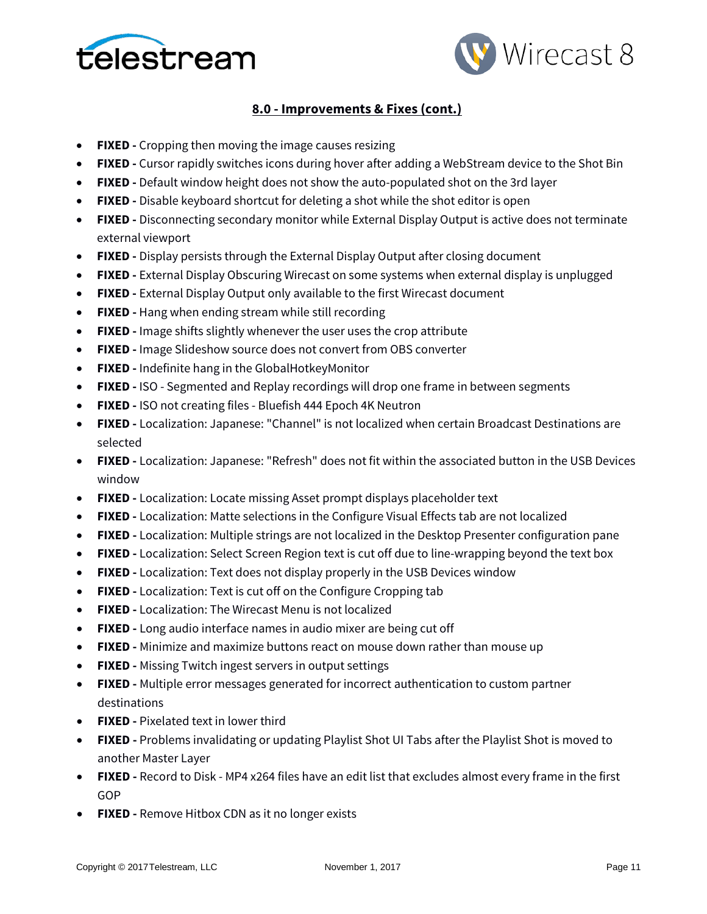## 8.0 - Improvements & Fixes (cont.)

- **FIXED -** Cropping then moving the image causes resizing
- **FIXED -** Cursor rapidly switches icons during hover after adding a WebStream device to the Shot Bin
- **FIXED -** Default window height does not show the auto-populated shot on the 3rd layer
- **FIXED -** Disable keyboard shortcut for deleting a shot while the shot editor is open
- **FIXED -** Disconnecting secondary monitor while External Display Output is active does not terminate external viewport
- **FIXED -** Display persists through the External Display Output after closing document
- **FIXED -** External Display Obscuring Wirecast on some systems when external display is unplugged
- **FIXED -** External Display Output only available to the first Wirecast document
- **FIXED -** Hang when ending stream while still recording
- **FIXED -** Image shifts slightly whenever the user uses the crop attribute
- **FIXED -** Image Slideshow source does not convert from OBS converter
- **FIXED -** Indefinite hang in the GlobalHotkeyMonitor
- **FIXED -** ISO - Segmented and Replay recordings will drop one frame in between segments
- **FIXED -** ISO not creating files - Bluefish 444 Epoch 4K Neutron
- **FIXED -** Localization: Japanese: "Channel" is not localized when certain Broadcast Destinations are selected
- **FIXED -** Localization: Japanese: "Refresh" does not fit within the associated button in the USB Devices window
- **FIXED -** Localization: Locate missing Asset prompt displays placeholder text
- **FIXED -** Localization: Matte selections in the Configure Visual Effects tab are not localized
- **FIXED -** Localization: Multiple strings are not localized in the Desktop Presenter configuration pane
- **FIXED -** Localization: Select Screen Region text is cut off due to line-wrapping beyond the text box
- **FIXED -** Localization: Text does not display properly in the USB Devices window
- **FIXED -** Localization: Text is cut off on the Configure Cropping tab
- **FIXED -** Localization: The Wirecast Menu is not localized
- **FIXED -** Long audio interface names in audio mixer are being cut off
- **FIXED -** Minimize and maximize buttons react on mouse down rather than mouse up
- **FIXED -** Missing Twitch ingest servers in output settings
- **FIXED -** Multiple error messages generated for incorrect authentication to custom partner destinations
- **FIXED -** Pixelated text in lower third
- **FIXED -** Problems invalidating or updating Playlist Shot UI Tabs after the Playlist Shot is moved to another Master Layer
- **FIXED -** Record to Disk - MP4 x264 files have an edit list that excludes almost every frame in the first GOP
- **FIXED -** Remove Hitbox CDN as it no longer exists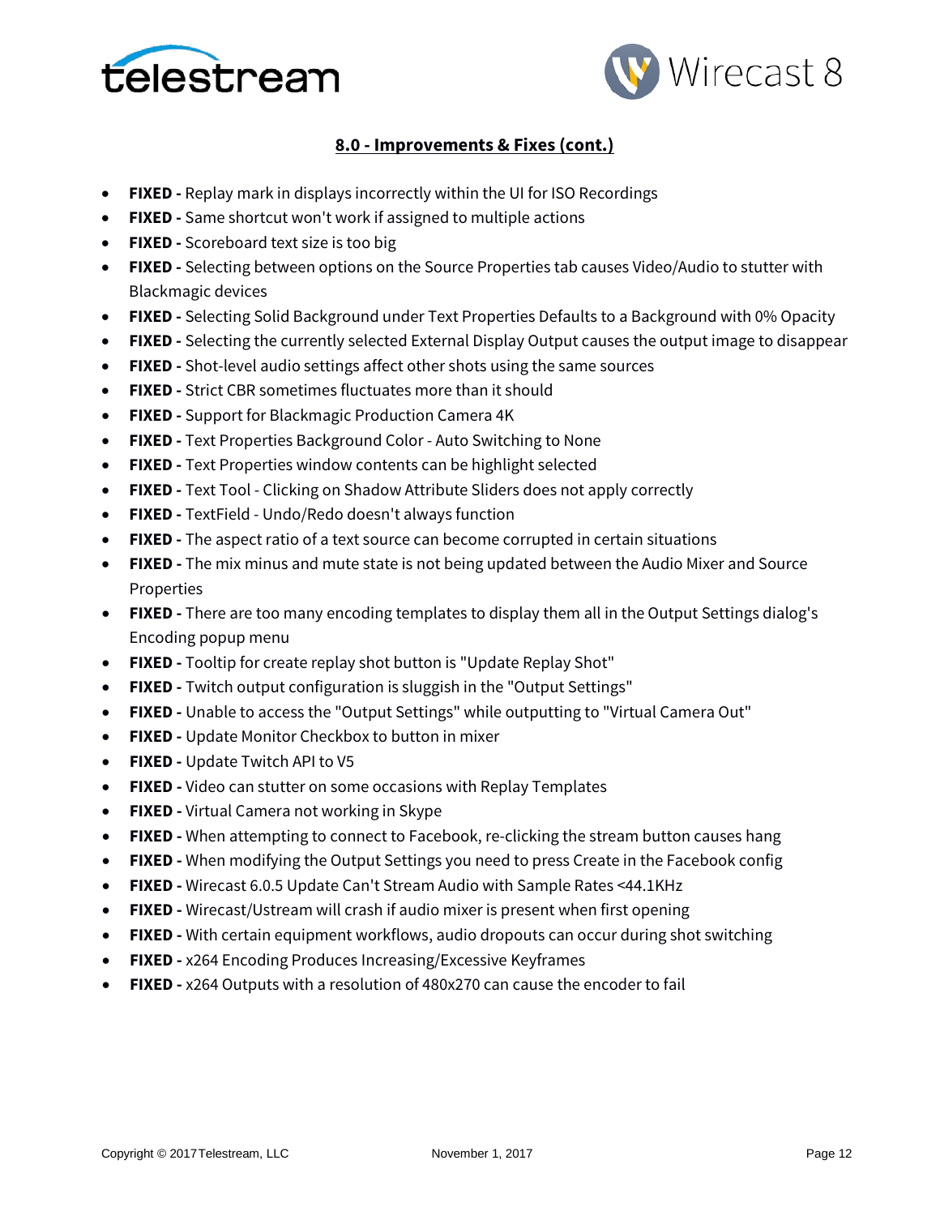## 8.0 - Improvements & Fixes (cont.)

- **FIXED -** Replay mark in displays incorrectly within the UI for ISO Recordings
- **FIXED -** Same shortcut won't work if assigned to multiple actions
- **FIXED -** Scoreboard text size is too big
- **FIXED -** Selecting between options on the Source Properties tab causes Video/Audio to stutter with Blackmagic devices
- **FIXED -** Selecting Solid Background under Text Properties Defaults to a Background with 0% Opacity
- **FIXED -** Selecting the currently selected External Display Output causes the output image to disappear
- **FIXED -** Shot-level audio settings affect other shots using the same sources
- **FIXED -** Strict CBR sometimes fluctuates more than it should
- **FIXED -** Support for Blackmagic Production Camera 4K
- **FIXED -** Text Properties Background Color - Auto Switching to None
- **FIXED -** Text Properties window contents can be highlight selected
- **FIXED -** Text Tool - Clicking on Shadow Attribute Sliders does not apply correctly
- **FIXED -** TextField - Undo/Redo doesn't always function
- **FIXED -** The aspect ratio of a text source can become corrupted in certain situations
- **FIXED -** The mix minus and mute state is not being updated between the Audio Mixer and Source Properties
- **FIXED -** There are too many encoding templates to display them all in the Output Settings dialog's Encoding popup menu
- **FIXED -** Tooltip for create replay shot button is "Update Replay Shot"
- **FIXED -** Twitch output configuration is sluggish in the "Output Settings"
- **FIXED -** Unable to access the "Output Settings" while outputting to "Virtual Camera Out"
- **FIXED -** Update Monitor Checkbox to button in mixer
- **FIXED -** Update Twitch API to V5
- **FIXED -** Video can stutter on some occasions with Replay Templates
- **FIXED -** Virtual Camera not working in Skype
- **FIXED -** When attempting to connect to Facebook, re-clicking the stream button causes hang
- **FIXED -** When modifying the Output Settings you need to press Create in the Facebook config
- **FIXED -** Wirecast 6.0.5 Update Can't Stream Audio with Sample Rates <44.1KHz
- **FIXED -** Wirecast/Ustream will crash if audio mixer is present when first opening
- **FIXED -** With certain equipment workflows, audio dropouts can occur during shot switching
- **FIXED -** x264 Encoding Produces Increasing/Excessive Keyframes
- **FIXED -** x264 Outputs with a resolution of 480x270 can cause the encoder to fail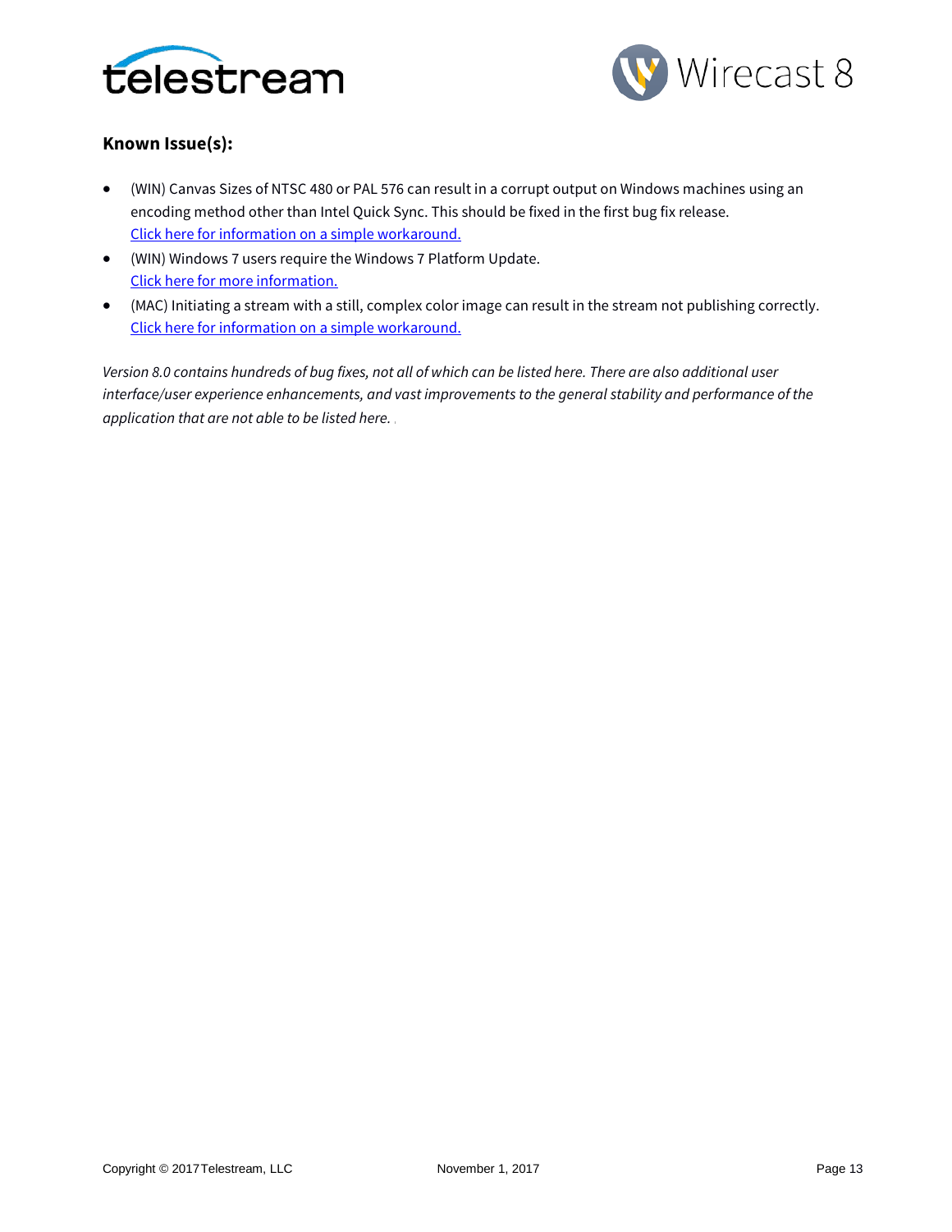## Known Issue(s):

- (WIN) Canvas Sizes of NTSC 480 or PAL 576 can result in a corrupt output on Windows machines using an encoding method other than Intel Quick Sync. This should be fixed in the first bug fix release.
  Click here for information on a simple workaround.
- (WIN) Windows 7 users require the Windows 7 Platform Update.
  Click here for more information.
- (MAC) Initiating a stream with a still, complex color image can result in the stream not publishing correctly.
  Click here for information on a simple workaround.

*Version 8.0 contains hundreds of bug fixes, not all of which can be listed here. There are also additional user interface/user experience enhancements, and vast improvements to the general stability and performance of the application that are not able to be listed here.*